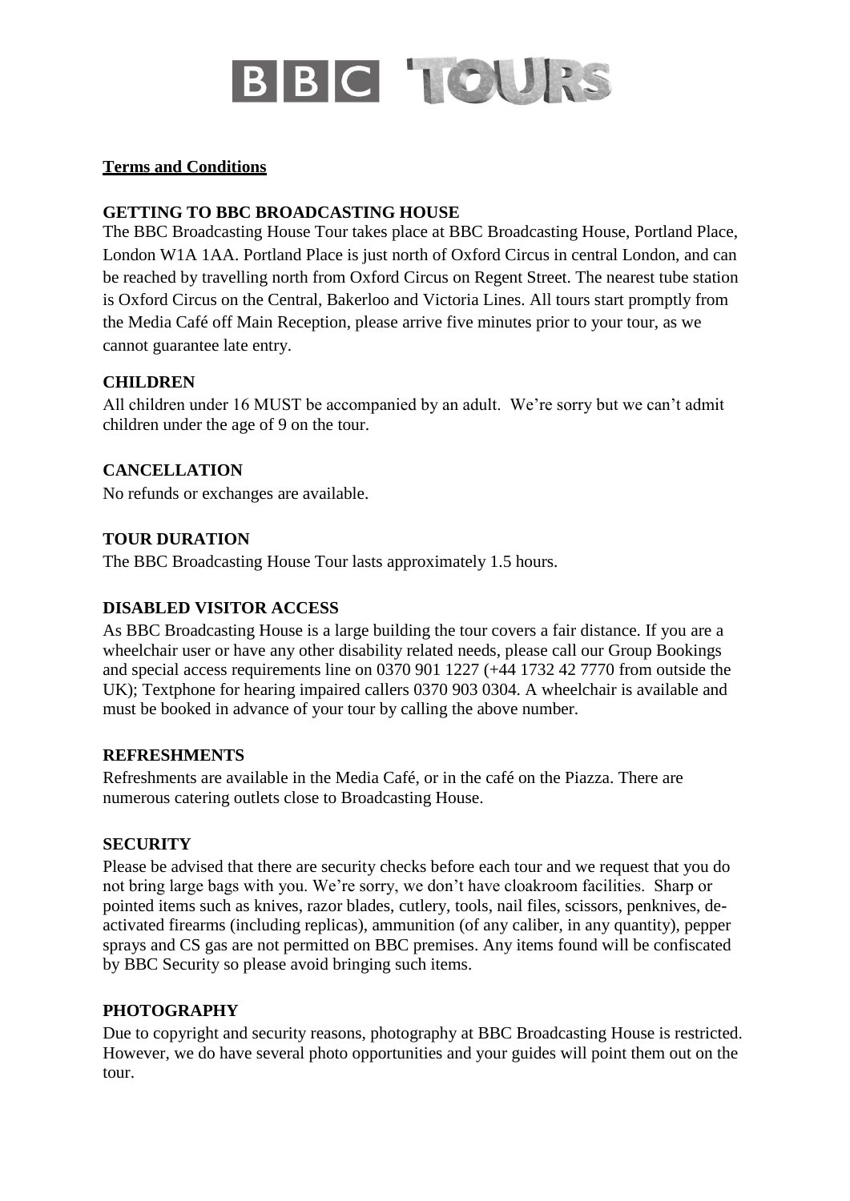# BBC TOURS

**Terms and Conditions**

## GETTING TO BBC BROADCASTING HOUSE

The BBC Broadcasting House Tour takes place at BBC Broadcasting House, Portland Place, London W1A 1AA. Portland Place is just north of Oxford Circus in central London, and can be reached by travelling north from Oxford Circus on Regent Street. The nearest tube station is Oxford Circus on the Central, Bakerloo and Victoria Lines. All tours start promptly from the Media Café off Main Reception, please arrive five minutes prior to your tour, as we cannot guarantee late entry.

## CHILDREN

All children under 16 MUST be accompanied by an adult. We're sorry but we can't admit children under the age of 9 on the tour.

## CANCELLATION

No refunds or exchanges are available.

## TOUR DURATION

The BBC Broadcasting House Tour lasts approximately 1.5 hours.

## DISABLED VISITOR ACCESS

As BBC Broadcasting House is a large building the tour covers a fair distance. If you are a wheelchair user or have any other disability related needs, please call our Group Bookings and special access requirements line on 0370 901 1227 (+44 1732 42 7770 from outside the UK); Textphone for hearing impaired callers 0370 903 0304. A wheelchair is available and must be booked in advance of your tour by calling the above number.

## REFRESHMENTS

Refreshments are available in the Media Café, or in the café on the Piazza. There are numerous catering outlets close to Broadcasting House.

## SECURITY

Please be advised that there are security checks before each tour and we request that you do not bring large bags with you. We're sorry, we don't have cloakroom facilities. Sharp or pointed items such as knives, razor blades, cutlery, tools, nail files, scissors, penknives, de-activated firearms (including replicas), ammunition (of any caliber, in any quantity), pepper sprays and CS gas are not permitted on BBC premises. Any items found will be confiscated by BBC Security so please avoid bringing such items.

## PHOTOGRAPHY

Due to copyright and security reasons, photography at BBC Broadcasting House is restricted. However, we do have several photo opportunities and your guides will point them out on the tour.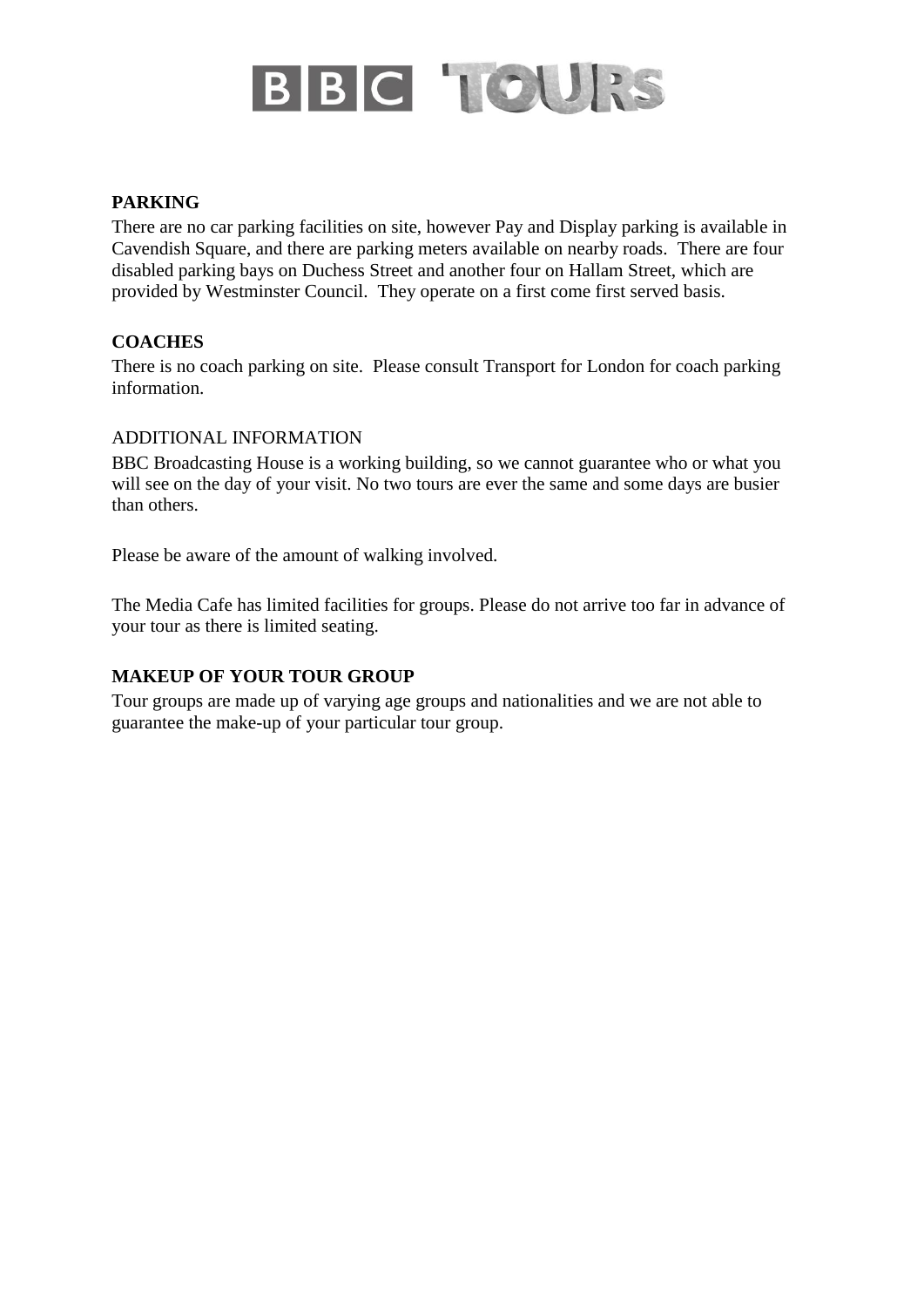BBC TOURS

**PARKING**

There are no car parking facilities on site, however Pay and Display parking is available in Cavendish Square, and there are parking meters available on nearby roads. There are four disabled parking bays on Duchess Street and another four on Hallam Street, which are provided by Westminster Council. They operate on a first come first served basis.

**COACHES**

There is no coach parking on site. Please consult Transport for London for coach parking information.

ADDITIONAL INFORMATION

BBC Broadcasting House is a working building, so we cannot guarantee who or what you will see on the day of your visit. No two tours are ever the same and some days are busier than others.

Please be aware of the amount of walking involved.

The Media Cafe has limited facilities for groups. Please do not arrive too far in advance of your tour as there is limited seating.

**MAKEUP OF YOUR TOUR GROUP**

Tour groups are made up of varying age groups and nationalities and we are not able to guarantee the make-up of your particular tour group.